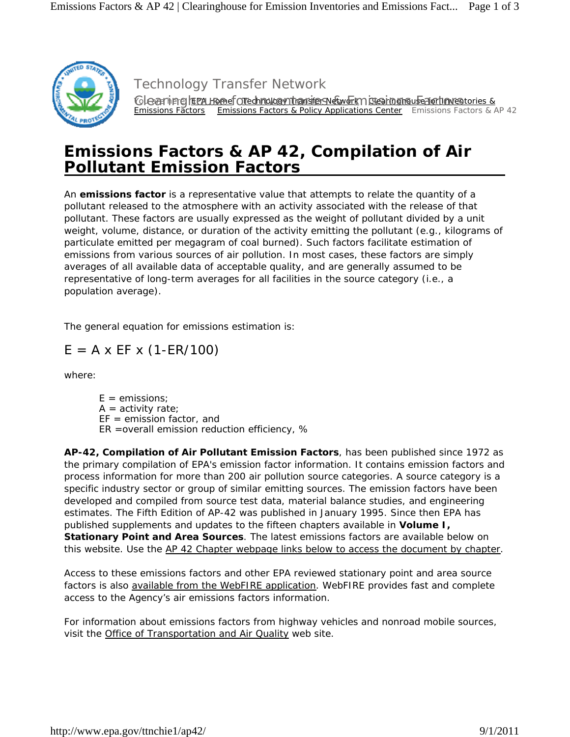Technology Transfer Network

Clearinghouse for Inventories & Emissions Factors

You are here: EPA Home » Technology Transfer Network » Clearinghouse for Inventories & Emissions Factors » Emissions Factors & Policy Applications Center » Emissions Factors & AP 42

# Emissions Factors & AP 42, Compilation of Air Pollutant Emission Factors

An **emissions factor** is a representative value that attempts to relate the quantity of a pollutant released to the atmosphere with an activity associated with the release of that pollutant. These factors are usually expressed as the weight of pollutant divided by a unit weight, volume, distance, or duration of the activity emitting the pollutant (e.g., kilograms of particulate emitted per megagram of coal burned). Such factors facilitate estimation of emissions from various sources of air pollution. In most cases, these factors are simply averages of all available data of acceptable quality, and are generally assumed to be representative of long-term averages for all facilities in the source category (i.e., a population average).

The general equation for emissions estimation is:

$$E = A \times EF \times (1-ER/100)$$

where:

- E = emissions;
- A = activity rate;
- EF = emission factor, and
- ER =overall emission reduction efficiency, %

**AP-42, Compilation of Air Pollutant Emission Factors**, has been published since 1972 as the primary compilation of EPA's emission factor information. It contains emission factors and process information for more than 200 air pollution source categories. A source category is a specific industry sector or group of similar emitting sources. The emission factors have been developed and compiled from source test data, material balance studies, and engineering estimates. The Fifth Edition of AP-42 was published in January 1995. Since then EPA has published supplements and updates to the fifteen chapters available in **Volume I, Stationary Point and Area Sources**. The latest emissions factors are available below on this website. Use the AP 42 Chapter webpage links below to access the document by chapter.

Access to these emissions factors and other EPA reviewed stationary point and area source factors is also available from the WebFIRE application. WebFIRE provides fast and complete access to the Agency's air emissions factors information.

For information about emissions factors from highway vehicles and nonroad mobile sources, visit the Office of Transportation and Air Quality web site.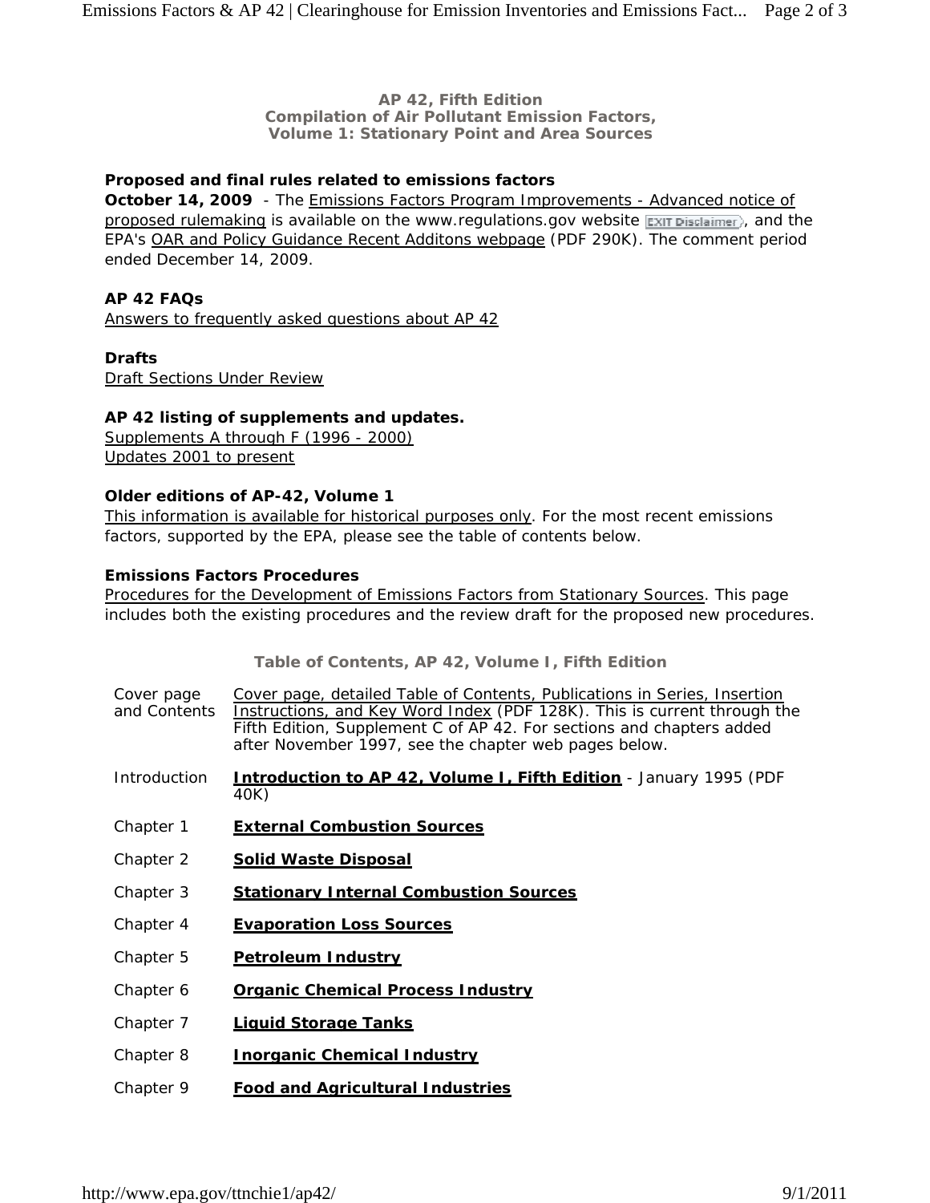**AP 42, Fifth Edition**
**Compilation of Air Pollutant Emission Factors,**
**Volume 1: Stationary Point and Area Sources**

**Proposed and final rules related to emissions factors**

**October 14, 2009** - The Emissions Factors Program Improvements - Advanced notice of proposed rulemaking is available on the www.regulations.gov website EXIT Disclaimer, and the EPA's OAR and Policy Guidance Recent Additons webpage (PDF 290K). The comment period ended December 14, 2009.

**AP 42 FAQs**

Answers to frequently asked questions about AP 42

**Drafts**

Draft Sections Under Review

**AP 42 listing of supplements and updates.**

Supplements A through F (1996 - 2000)
Updates 2001 to present

**Older editions of AP-42, Volume 1**

This information is available for historical purposes only. For the most recent emissions factors, supported by the EPA, please see the table of contents below.

**Emissions Factors Procedures**

Procedures for the Development of Emissions Factors from Stationary Sources. This page includes both the existing procedures and the review draft for the proposed new procedures.

**Table of Contents, AP 42, Volume I, Fifth Edition**

| | |
|---|---|
| Cover page and Contents | Cover page, detailed Table of Contents, Publications in Series, Insertion Instructions, and Key Word Index (PDF 128K). This is current through the Fifth Edition, Supplement C of AP 42. For sections and chapters added after November 1997, see the chapter web pages below. |
| Introduction | **Introduction to AP 42, Volume I, Fifth Edition** - January 1995 (PDF 40K) |
| Chapter 1 | **External Combustion Sources** |
| Chapter 2 | **Solid Waste Disposal** |
| Chapter 3 | **Stationary Internal Combustion Sources** |
| Chapter 4 | **Evaporation Loss Sources** |
| Chapter 5 | **Petroleum Industry** |
| Chapter 6 | **Organic Chemical Process Industry** |
| Chapter 7 | **Liquid Storage Tanks** |
| Chapter 8 | **Inorganic Chemical Industry** |
| Chapter 9 | **Food and Agricultural Industries** |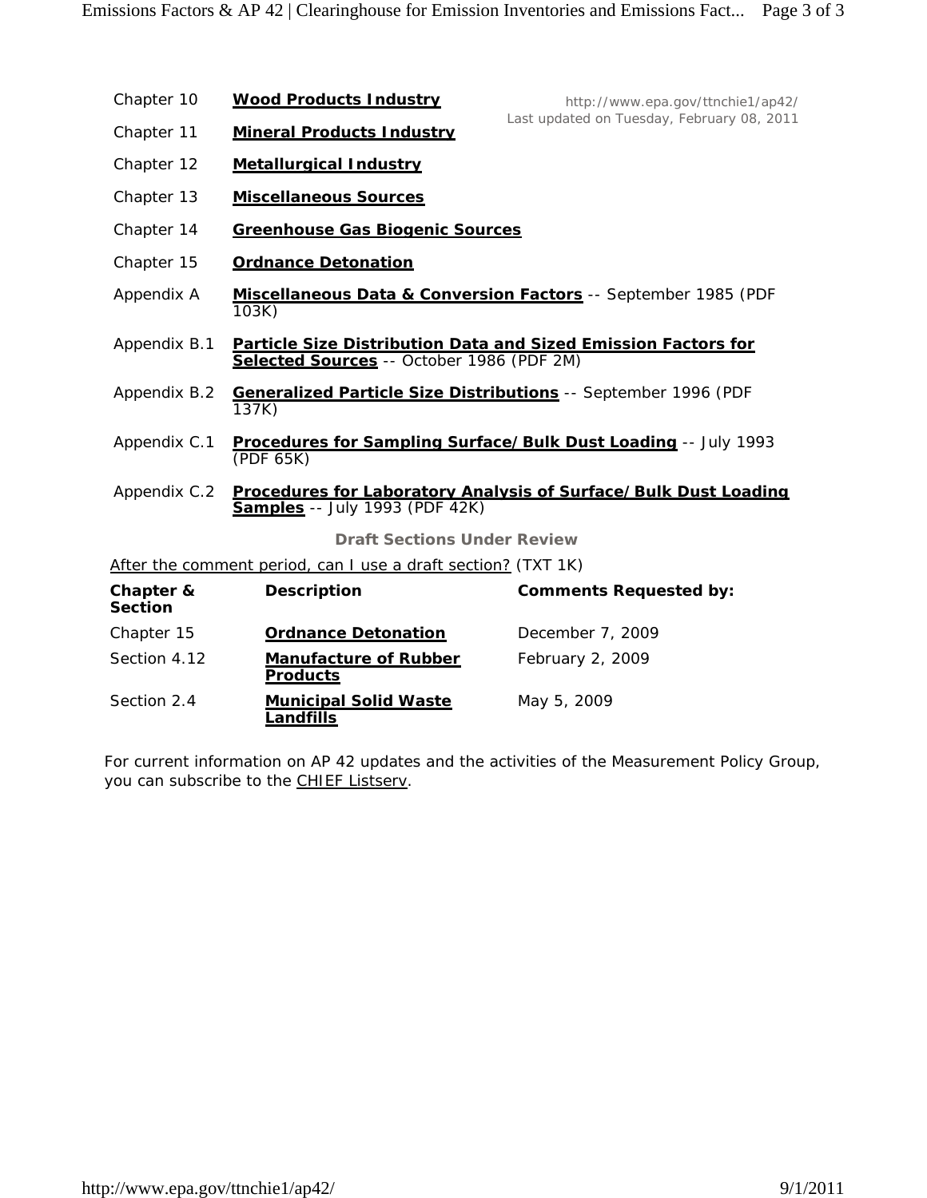| | |
|---|---|
| Chapter 10 | **Wood Products Industry** |
| Chapter 11 | **Mineral Products Industry** |
| Chapter 12 | **Metallurgical Industry** |
| Chapter 13 | **Miscellaneous Sources** |
| Chapter 14 | **Greenhouse Gas Biogenic Sources** |
| Chapter 15 | **Ordnance Detonation** |
| Appendix A | **Miscellaneous Data & Conversion Factors** -- September 1985 (PDF 103K) |
| Appendix B.1 | **Particle Size Distribution Data and Sized Emission Factors for Selected Sources** -- October 1986 (PDF 2M) |
| Appendix B.2 | **Generalized Particle Size Distributions** -- September 1996 (PDF 137K) |
| Appendix C.1 | **Procedures for Sampling Surface/Bulk Dust Loading** -- July 1993 (PDF 65K) |
| Appendix C.2 | **Procedures for Laboratory Analysis of Surface/Bulk Dust Loading Samples** -- July 1993 (PDF 42K) |

http://www.epa.gov/ttnchie1/ap42/
Last updated on Tuesday, February 08, 2011

### Draft Sections Under Review

After the comment period, can I use a draft section? (TXT 1K)

| Chapter & Section | Description | Comments Requested by: |
|---|---|---|
| Chapter 15 | **Ordnance Detonation** | December 7, 2009 |
| Section 4.12 | **Manufacture of Rubber Products** | February 2, 2009 |
| Section 2.4 | **Municipal Solid Waste Landfills** | May 5, 2009 |

For current information on AP 42 updates and the activities of the Measurement Policy Group, you can subscribe to the CHIEF Listserv.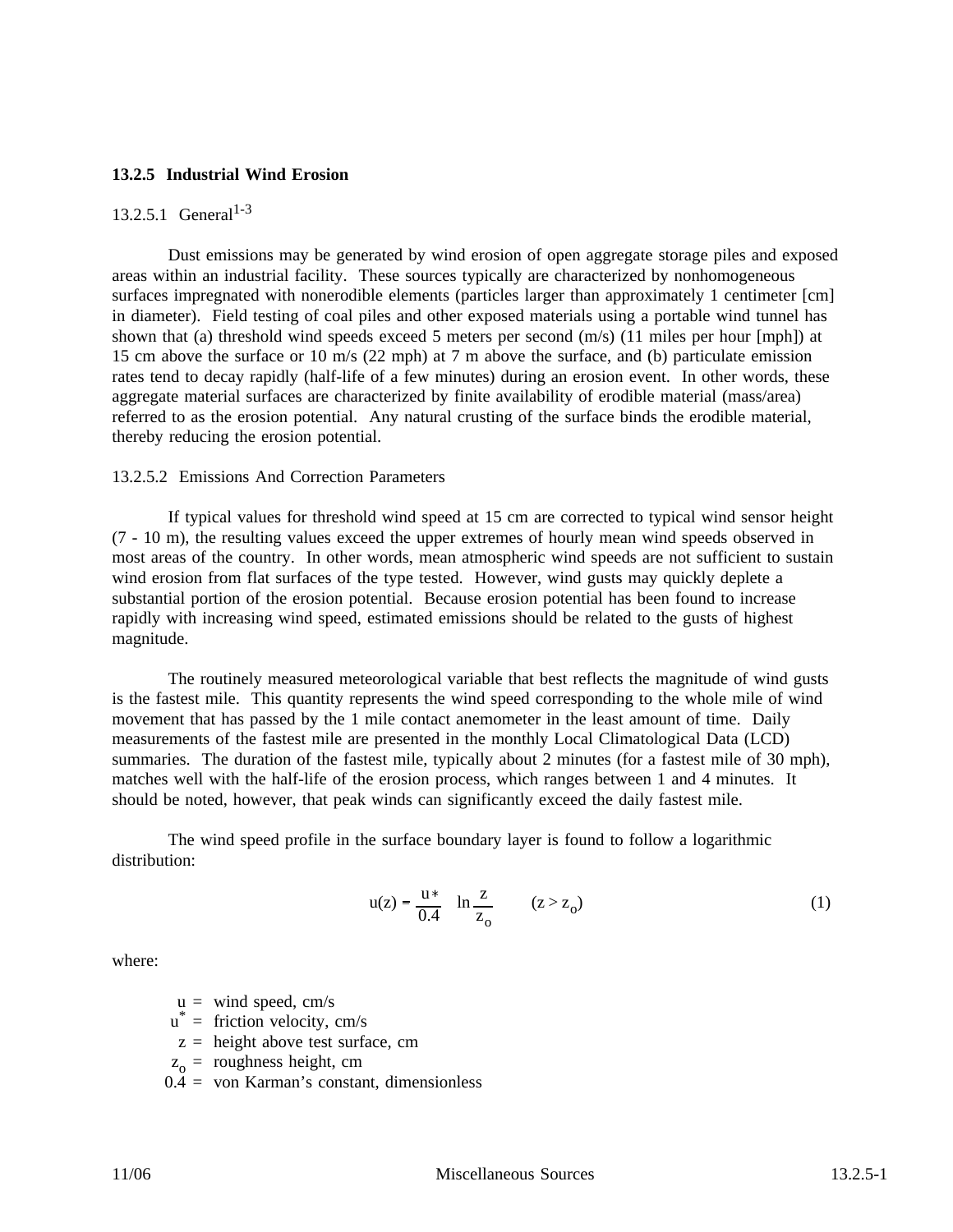## 13.2.5 Industrial Wind Erosion

### 13.2.5.1 General[1-3]

Dust emissions may be generated by wind erosion of open aggregate storage piles and exposed areas within an industrial facility. These sources typically are characterized by nonhomogeneous surfaces impregnated with nonerodible elements (particles larger than approximately 1 centimeter [cm] in diameter). Field testing of coal piles and other exposed materials using a portable wind tunnel has shown that (a) threshold wind speeds exceed 5 meters per second (m/s) (11 miles per hour [mph]) at 15 cm above the surface or 10 m/s (22 mph) at 7 m above the surface, and (b) particulate emission rates tend to decay rapidly (half-life of a few minutes) during an erosion event. In other words, these aggregate material surfaces are characterized by finite availability of erodible material (mass/area) referred to as the erosion potential. Any natural crusting of the surface binds the erodible material, thereby reducing the erosion potential.

### 13.2.5.2 Emissions And Correction Parameters

If typical values for threshold wind speed at 15 cm are corrected to typical wind sensor height (7 - 10 m), the resulting values exceed the upper extremes of hourly mean wind speeds observed in most areas of the country. In other words, mean atmospheric wind speeds are not sufficient to sustain wind erosion from flat surfaces of the type tested. However, wind gusts may quickly deplete a substantial portion of the erosion potential. Because erosion potential has been found to increase rapidly with increasing wind speed, estimated emissions should be related to the gusts of highest magnitude.

The routinely measured meteorological variable that best reflects the magnitude of wind gusts is the fastest mile. This quantity represents the wind speed corresponding to the whole mile of wind movement that has passed by the 1 mile contact anemometer in the least amount of time. Daily measurements of the fastest mile are presented in the monthly Local Climatological Data (LCD) summaries. The duration of the fastest mile, typically about 2 minutes (for a fastest mile of 30 mph), matches well with the half-life of the erosion process, which ranges between 1 and 4 minutes. It should be noted, however, that peak winds can significantly exceed the daily fastest mile.

The wind speed profile in the surface boundary layer is found to follow a logarithmic distribution:

$$u(z) = \frac{u^*}{0.4} \ln \frac{z}{z_o} \qquad (z > z_o) \tag{1}$$

where:

- $u$ = wind speed, cm/s
- $u^*$ = friction velocity, cm/s
- $z$ = height above test surface, cm
- $z_o$ = roughness height, cm
- 0.4 = von Karman's constant, dimensionless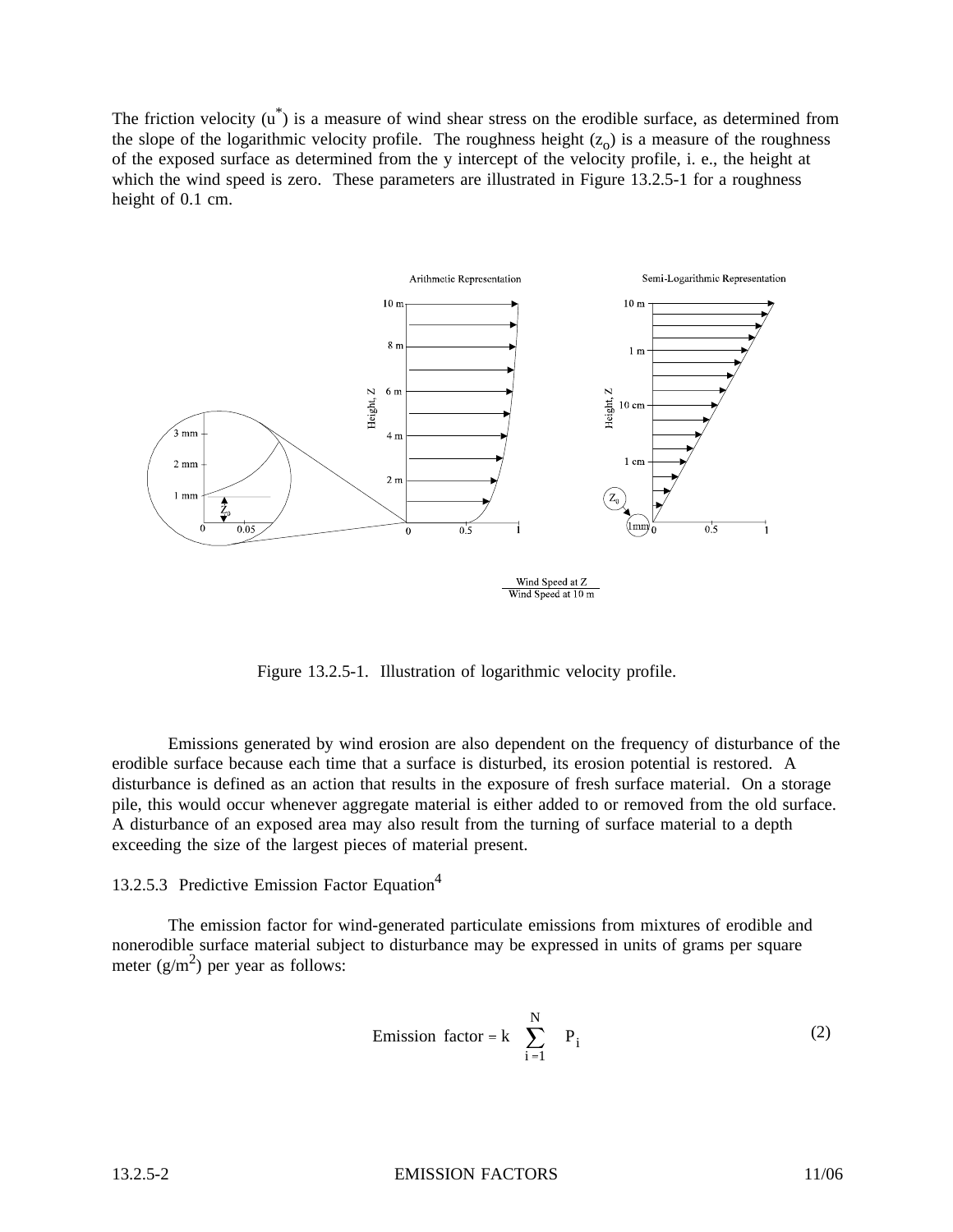The friction velocity ($u^*$) is a measure of wind shear stress on the erodible surface, as determined from the slope of the logarithmic velocity profile. The roughness height ($z_o$) is a measure of the roughness of the exposed surface as determined from the y intercept of the velocity profile, i. e., the height at which the wind speed is zero. These parameters are illustrated in Figure 13.2.5-1 for a roughness height of 0.1 cm.

Figure 13.2.5-1. Illustration of logarithmic velocity profile.

Emissions generated by wind erosion are also dependent on the frequency of disturbance of the erodible surface because each time that a surface is disturbed, its erosion potential is restored. A disturbance is defined as an action that results in the exposure of fresh surface material. On a storage pile, this would occur whenever aggregate material is either added to or removed from the old surface. A disturbance of an exposed area may also result from the turning of surface material to a depth exceeding the size of the largest pieces of material present.

### 13.2.5.3 Predictive Emission Factor Equation[4]

The emission factor for wind-generated particulate emissions from mixtures of erodible and nonerodible surface material subject to disturbance may be expressed in units of grams per square meter ($g/m^2$) per year as follows:

$$\text{Emission factor} = k \sum_{i=1}^{N} P_i \qquad (2)$$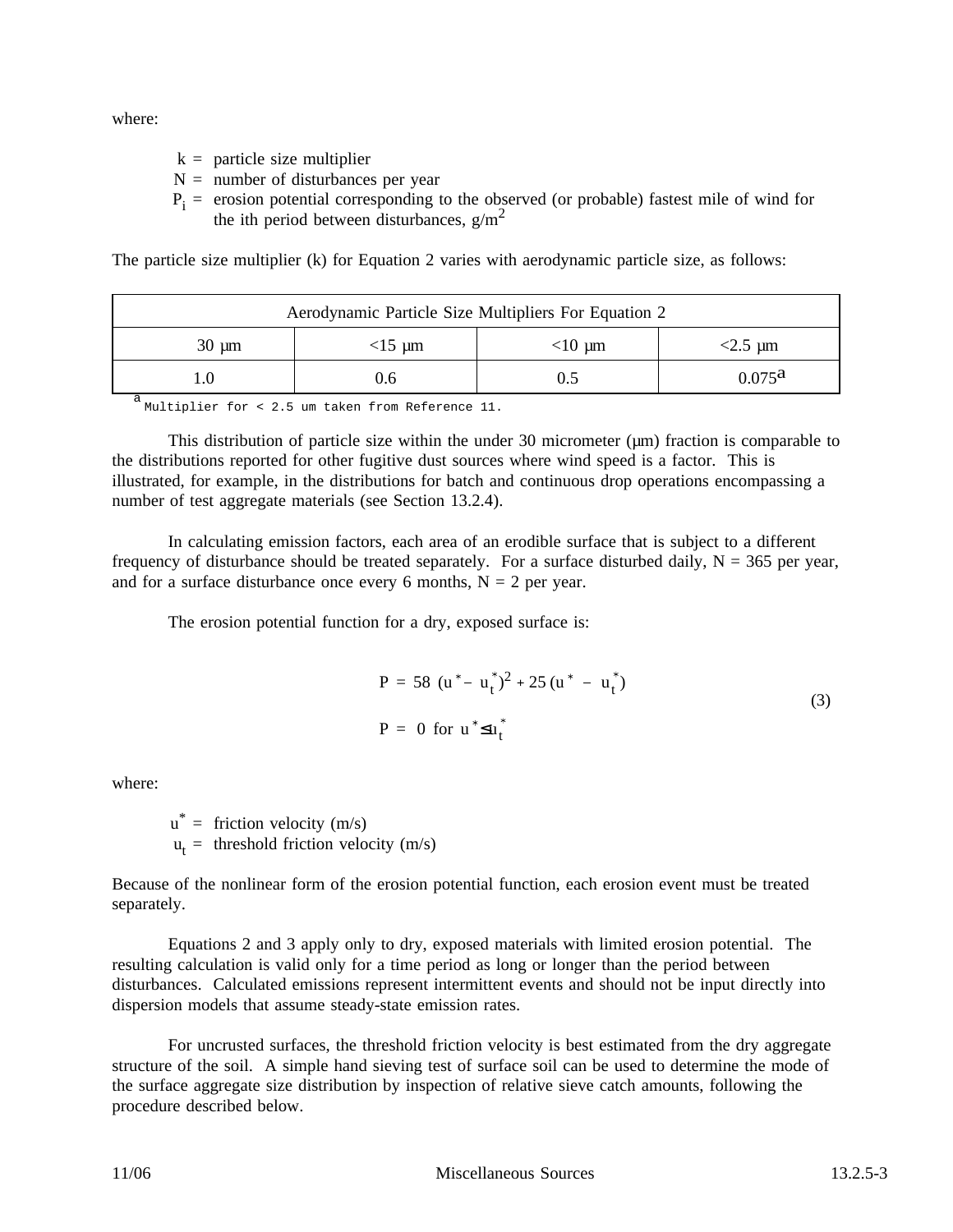where:

- k = particle size multiplier
- N = number of disturbances per year
- $P_i$ = erosion potential corresponding to the observed (or probable) fastest mile of wind for the ith period between disturbances, $g/m^2$

The particle size multiplier (k) for Equation 2 varies with aerodynamic particle size, as follows:

| Aerodynamic Particle Size Multipliers For Equation 2 | | | |
|---|---|---|---|
| 30 µm | <15 µm | <10 µm | <2.5 µm |
| 1.0 | 0.6 | 0.5 | 0.075[a] |

[a] Multiplier for < 2.5 um taken from Reference 11.

This distribution of particle size within the under 30 micrometer (µm) fraction is comparable to the distributions reported for other fugitive dust sources where wind speed is a factor. This is illustrated, for example, in the distributions for batch and continuous drop operations encompassing a number of test aggregate materials (see Section 13.2.4).

In calculating emission factors, each area of an erodible surface that is subject to a different frequency of disturbance should be treated separately. For a surface disturbed daily, N = 365 per year, and for a surface disturbance once every 6 months, N = 2 per year.

The erosion potential function for a dry, exposed surface is:

$$P = 58\ (u^* - u_t^*)^2 + 25\ (u^* - u_t^*)$$
$$P = 0 \text{ for } u^* \leq u_t^* \tag{3}$$

where:

- $u^*$ = friction velocity (m/s)
- $u_t$ = threshold friction velocity (m/s)

Because of the nonlinear form of the erosion potential function, each erosion event must be treated separately.

Equations 2 and 3 apply only to dry, exposed materials with limited erosion potential. The resulting calculation is valid only for a time period as long or longer than the period between disturbances. Calculated emissions represent intermittent events and should not be input directly into dispersion models that assume steady-state emission rates.

For uncrusted surfaces, the threshold friction velocity is best estimated from the dry aggregate structure of the soil. A simple hand sieving test of surface soil can be used to determine the mode of the surface aggregate size distribution by inspection of relative sieve catch amounts, following the procedure described below.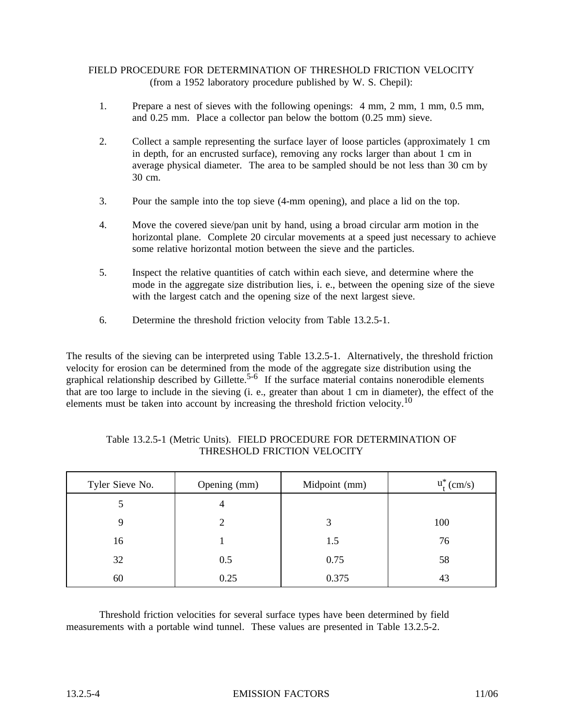FIELD PROCEDURE FOR DETERMINATION OF THRESHOLD FRICTION VELOCITY
(from a 1952 laboratory procedure published by W. S. Chepil):

1. Prepare a nest of sieves with the following openings: 4 mm, 2 mm, 1 mm, 0.5 mm, and 0.25 mm. Place a collector pan below the bottom (0.25 mm) sieve.

2. Collect a sample representing the surface layer of loose particles (approximately 1 cm in depth, for an encrusted surface), removing any rocks larger than about 1 cm in average physical diameter. The area to be sampled should be not less than 30 cm by 30 cm.

3. Pour the sample into the top sieve (4-mm opening), and place a lid on the top.

4. Move the covered sieve/pan unit by hand, using a broad circular arm motion in the horizontal plane. Complete 20 circular movements at a speed just necessary to achieve some relative horizontal motion between the sieve and the particles.

5. Inspect the relative quantities of catch within each sieve, and determine where the mode in the aggregate size distribution lies, i. e., between the opening size of the sieve with the largest catch and the opening size of the next largest sieve.

6. Determine the threshold friction velocity from Table 13.2.5-1.

The results of the sieving can be interpreted using Table 13.2.5-1. Alternatively, the threshold friction velocity for erosion can be determined from the mode of the aggregate size distribution using the graphical relationship described by Gillette.[5-6] If the surface material contains nonerodible elements that are too large to include in the sieving (i. e., greater than about 1 cm in diameter), the effect of the elements must be taken into account by increasing the threshold friction velocity.[10]

Table 13.2.5-1 (Metric Units). FIELD PROCEDURE FOR DETERMINATION OF THRESHOLD FRICTION VELOCITY

| Tyler Sieve No. | Opening (mm) | Midpoint (mm) | $u_t^*$ (cm/s) |
|---|---|---|---|
| 5 | 4 | | |
| 9 | 2 | 3 | 100 |
| 16 | 1 | 1.5 | 76 |
| 32 | 0.5 | 0.75 | 58 |
| 60 | 0.25 | 0.375 | 43 |

Threshold friction velocities for several surface types have been determined by field measurements with a portable wind tunnel. These values are presented in Table 13.2.5-2.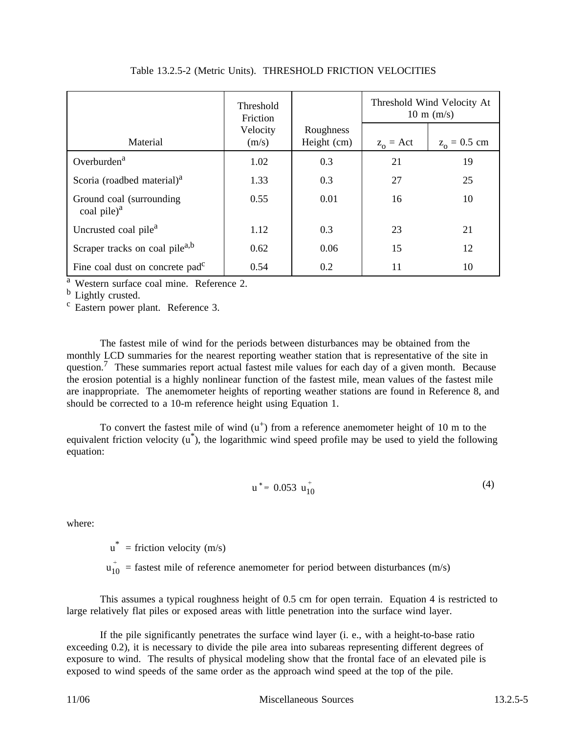Table 13.2.5-2 (Metric Units). THRESHOLD FRICTION VELOCITIES

| Material | Threshold Friction Velocity (m/s) | Roughness Height (cm) | Threshold Wind Velocity At 10 m (m/s) | |
|---|---|---|---|---|
| | | | $z_o$ = Act | $z_o$ = 0.5 cm |
| Overburden[a] | 1.02 | 0.3 | 21 | 19 |
| Scoria (roadbed material)[a] | 1.33 | 0.3 | 27 | 25 |
| Ground coal (surrounding coal pile)[a] | 0.55 | 0.01 | 16 | 10 |
| Uncrusted coal pile[a] | 1.12 | 0.3 | 23 | 21 |
| Scraper tracks on coal pile[a,b] | 0.62 | 0.06 | 15 | 12 |
| Fine coal dust on concrete pad[c] | 0.54 | 0.2 | 11 | 10 |

[a] Western surface coal mine. Reference 2.
[b] Lightly crusted.
[c] Eastern power plant. Reference 3.

The fastest mile of wind for the periods between disturbances may be obtained from the monthly LCD summaries for the nearest reporting weather station that is representative of the site in question.[7] These summaries report actual fastest mile values for each day of a given month. Because the erosion potential is a highly nonlinear function of the fastest mile, mean values of the fastest mile are inappropriate. The anemometer heights of reporting weather stations are found in Reference 8, and should be corrected to a 10-m reference height using Equation 1.

To convert the fastest mile of wind ($u^+$) from a reference anemometer height of 10 m to the equivalent friction velocity ($u^*$), the logarithmic wind speed profile may be used to yield the following equation:

$$u^* = 0.053\ u_{10}^+ \tag{4}$$

where:

$u^*$ = friction velocity (m/s)

$u_{10}^+$ = fastest mile of reference anemometer for period between disturbances (m/s)

This assumes a typical roughness height of 0.5 cm for open terrain. Equation 4 is restricted to large relatively flat piles or exposed areas with little penetration into the surface wind layer.

If the pile significantly penetrates the surface wind layer (i. e., with a height-to-base ratio exceeding 0.2), it is necessary to divide the pile area into subareas representing different degrees of exposure to wind. The results of physical modeling show that the frontal face of an elevated pile is exposed to wind speeds of the same order as the approach wind speed at the top of the pile.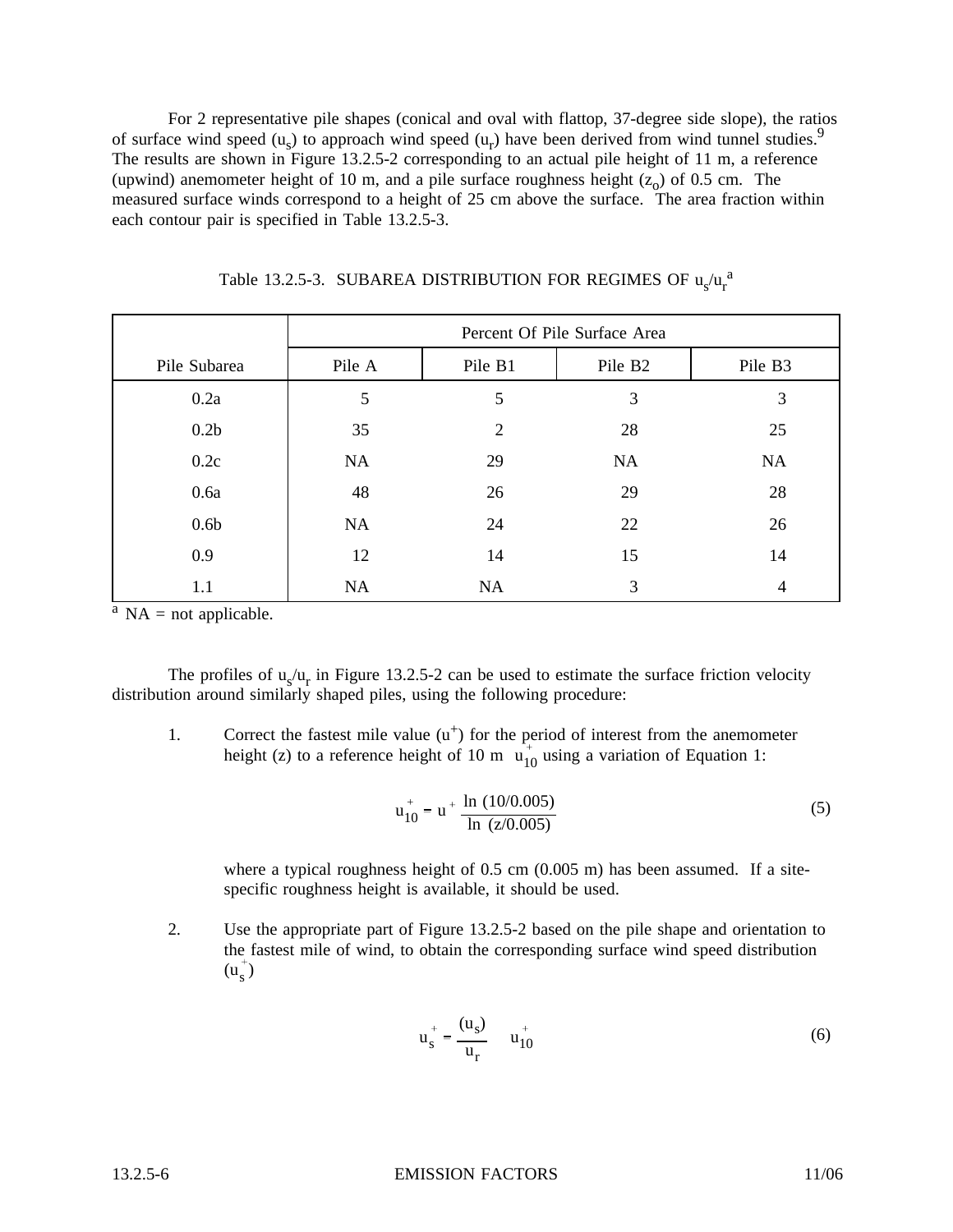For 2 representative pile shapes (conical and oval with flattop, 37-degree side slope), the ratios of surface wind speed ($u_s$) to approach wind speed ($u_r$) have been derived from wind tunnel studies.[9] The results are shown in Figure 13.2.5-2 corresponding to an actual pile height of 11 m, a reference (upwind) anemometer height of 10 m, and a pile surface roughness height ($z_o$) of 0.5 cm. The measured surface winds correspond to a height of 25 cm above the surface. The area fraction within each contour pair is specified in Table 13.2.5-3.

Table 13.2.5-3. SUBAREA DISTRIBUTION FOR REGIMES OF $u_s/u_r$[a]

| Pile Subarea | Percent Of Pile Surface Area | | | |
|---|---|---|---|---|
| | Pile A | Pile B1 | Pile B2 | Pile B3 |
| 0.2a | 5 | 5 | 3 | 3 |
| 0.2b | 35 | 2 | 28 | 25 |
| 0.2c | NA | 29 | NA | NA |
| 0.6a | 48 | 26 | 29 | 28 |
| 0.6b | NA | 24 | 22 | 26 |
| 0.9 | 12 | 14 | 15 | 14 |
| 1.1 | NA | NA | 3 | 4 |

[a] NA = not applicable.

The profiles of $u_s/u_r$ in Figure 13.2.5-2 can be used to estimate the surface friction velocity distribution around similarly shaped piles, using the following procedure:

1. Correct the fastest mile value ($u^+$) for the period of interest from the anemometer height (z) to a reference height of 10 m $u^+_{10}$ using a variation of Equation 1:

$$u^+_{10} = u^+ \frac{\ln (10/0.005)}{\ln (z/0.005)} \tag{5}$$

   where a typical roughness height of 0.5 cm (0.005 m) has been assumed. If a site-specific roughness height is available, it should be used.

2. Use the appropriate part of Figure 13.2.5-2 based on the pile shape and orientation to the fastest mile of wind, to obtain the corresponding surface wind speed distribution ($u^+_s$)

$$u^+_s = \frac{(u_s)}{u_r} \quad u^+_{10} \tag{6}$$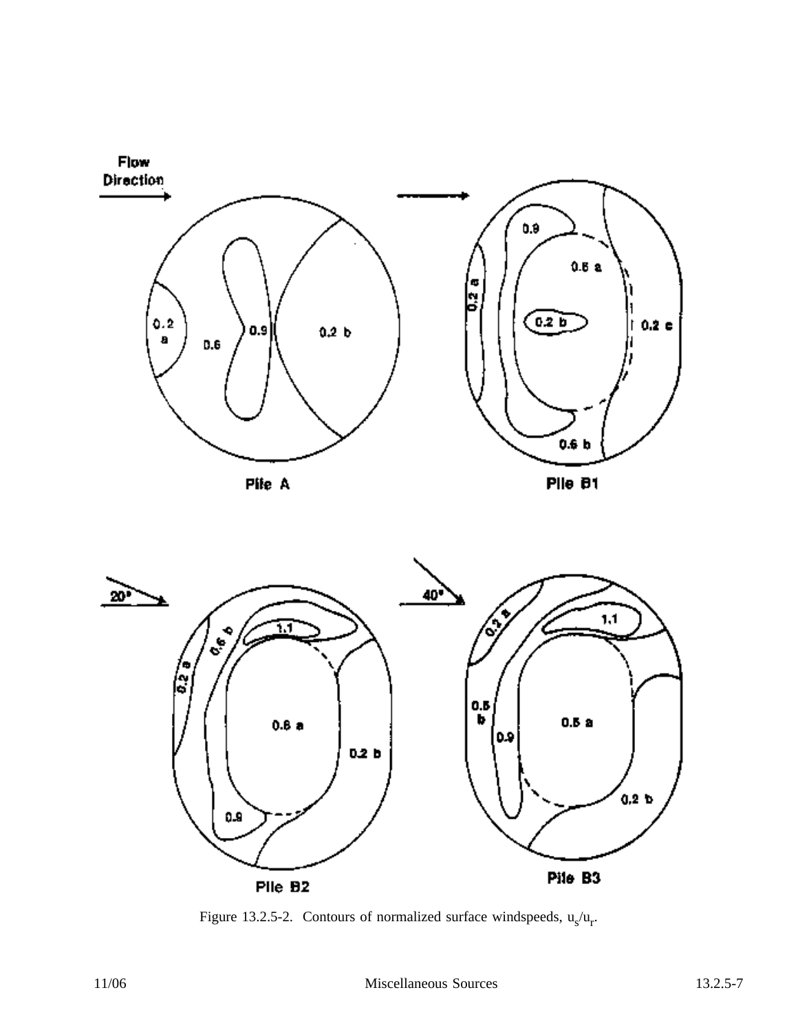Figure 13.2.5-2. Contours of normalized surface windspeeds, $u_s/u_r$.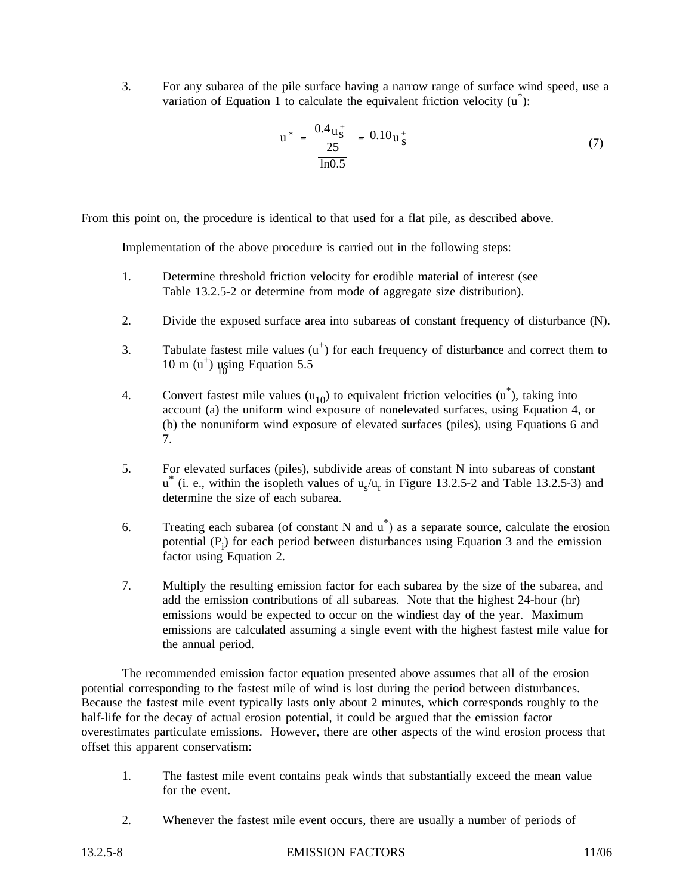3. For any subarea of the pile surface having a narrow range of surface wind speed, use a variation of Equation 1 to calculate the equivalent friction velocity ($u^*$):

$$u^* = \frac{0.4 u_s^+}{\ln \frac{25}{0.5}} = 0.10 u_s^+ \tag{7}$$

From this point on, the procedure is identical to that used for a flat pile, as described above.

Implementation of the above procedure is carried out in the following steps:

1. Determine threshold friction velocity for erodible material of interest (see Table 13.2.5-2 or determine from mode of aggregate size distribution).

2. Divide the exposed surface area into subareas of constant frequency of disturbance (N).

3. Tabulate fastest mile values ($u^+$) for each frequency of disturbance and correct them to 10 m ($u^+_{10}$) using Equation 5.5

4. Convert fastest mile values ($u_{10}$) to equivalent friction velocities ($u^*$), taking into account (a) the uniform wind exposure of nonelevated surfaces, using Equation 4, or (b) the nonuniform wind exposure of elevated surfaces (piles), using Equations 6 and 7.

5. For elevated surfaces (piles), subdivide areas of constant N into subareas of constant $u^*$ (i. e., within the isopleth values of $u_s/u_r$ in Figure 13.2.5-2 and Table 13.2.5-3) and determine the size of each subarea.

6. Treating each subarea (of constant N and $u^*$) as a separate source, calculate the erosion potential ($P_i$) for each period between disturbances using Equation 3 and the emission factor using Equation 2.

7. Multiply the resulting emission factor for each subarea by the size of the subarea, and add the emission contributions of all subareas. Note that the highest 24-hour (hr) emissions would be expected to occur on the windiest day of the year. Maximum emissions are calculated assuming a single event with the highest fastest mile value for the annual period.

The recommended emission factor equation presented above assumes that all of the erosion potential corresponding to the fastest mile of wind is lost during the period between disturbances. Because the fastest mile event typically lasts only about 2 minutes, which corresponds roughly to the half-life for the decay of actual erosion potential, it could be argued that the emission factor overestimates particulate emissions. However, there are other aspects of the wind erosion process that offset this apparent conservatism:

1. The fastest mile event contains peak winds that substantially exceed the mean value for the event.

2. Whenever the fastest mile event occurs, there are usually a number of periods of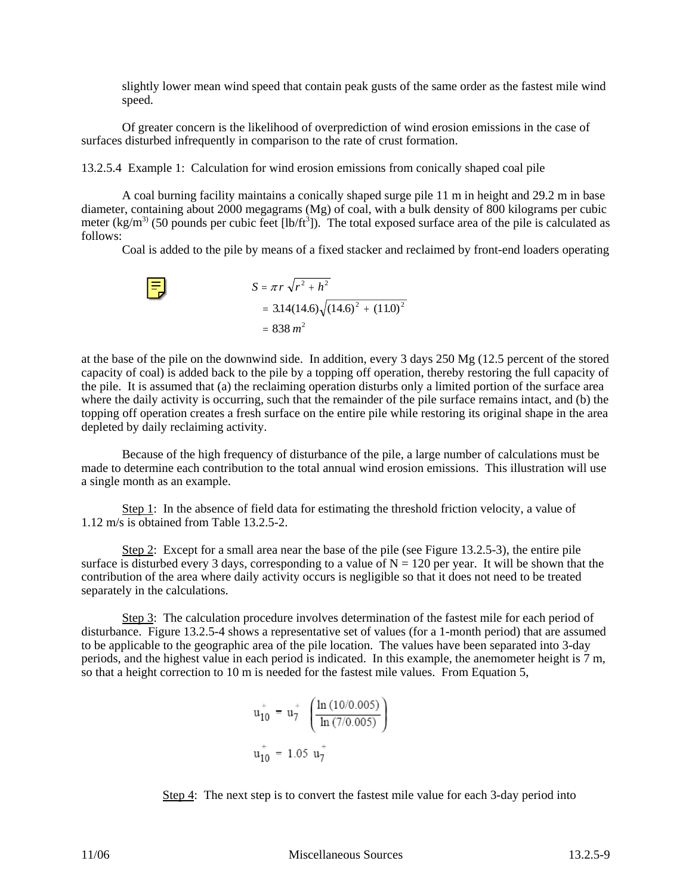slightly lower mean wind speed that contain peak gusts of the same order as the fastest mile wind speed.

Of greater concern is the likelihood of overprediction of wind erosion emissions in the case of surfaces disturbed infrequently in comparison to the rate of crust formation.

13.2.5.4 Example 1: Calculation for wind erosion emissions from conically shaped coal pile

A coal burning facility maintains a conically shaped surge pile 11 m in height and 29.2 m in base diameter, containing about 2000 megagrams (Mg) of coal, with a bulk density of 800 kilograms per cubic meter (kg/m$^3$) (50 pounds per cubic feet [lb/ft$^3$]). The total exposed surface area of the pile is calculated as follows:

$$S = \pi r \sqrt{r^2 + h^2}$$
$$= 3.14(14.6)\sqrt{(14.6)^2 + (11.0)^2}$$
$$= 838\ m^2$$

Coal is added to the pile by means of a fixed stacker and reclaimed by front-end loaders operating at the base of the pile on the downwind side. In addition, every 3 days 250 Mg (12.5 percent of the stored capacity of coal) is added back to the pile by a topping off operation, thereby restoring the full capacity of the pile. It is assumed that (a) the reclaiming operation disturbs only a limited portion of the surface area where the daily activity is occurring, such that the remainder of the pile surface remains intact, and (b) the topping off operation creates a fresh surface on the entire pile while restoring its original shape in the area depleted by daily reclaiming activity.

Because of the high frequency of disturbance of the pile, a large number of calculations must be made to determine each contribution to the total annual wind erosion emissions. This illustration will use a single month as an example.

Step 1: In the absence of field data for estimating the threshold friction velocity, a value of 1.12 m/s is obtained from Table 13.2.5-2.

Step 2: Except for a small area near the base of the pile (see Figure 13.2.5-3), the entire pile surface is disturbed every 3 days, corresponding to a value of N = 120 per year. It will be shown that the contribution of the area where daily activity occurs is negligible so that it does not need to be treated separately in the calculations.

Step 3: The calculation procedure involves determination of the fastest mile for each period of disturbance. Figure 13.2.5-4 shows a representative set of values (for a 1-month period) that are assumed to be applicable to the geographic area of the pile location. The values have been separated into 3-day periods, and the highest value in each period is indicated. In this example, the anemometer height is 7 m, so that a height correction to 10 m is needed for the fastest mile values. From Equation 5,

$$u_{10}^{+} = u_{7}^{+}\left(\frac{\ln(10/0.005)}{\ln(7/0.005)}\right)$$

$$u_{10}^{+} = 1.05\ u_{7}^{+}$$

Step 4: The next step is to convert the fastest mile value for each 3-day period into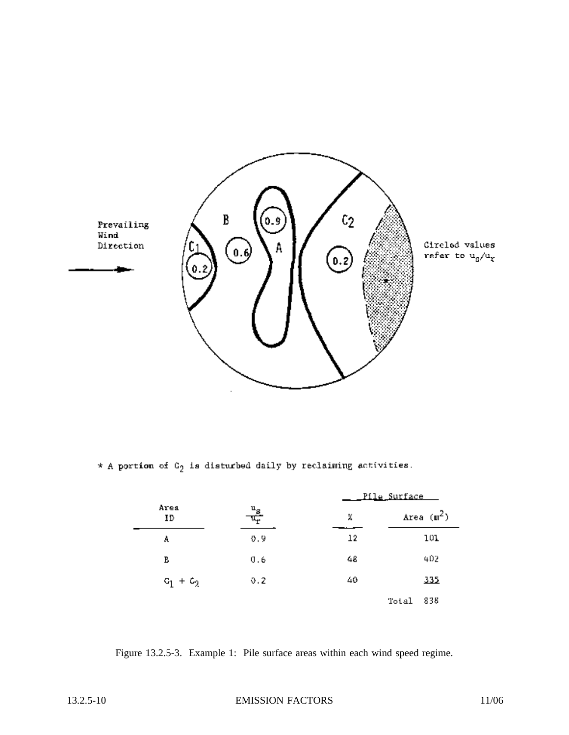Prevailing Wind Direction

Circled values refer to $u_s/u_r$

* A portion of $C_2$ is disturbed daily by reclaiming activities.

| Area ID | $\frac{u_s}{u_r}$ | Pile Surface % | Pile Surface Area ($m^2$) |
|---|---|---|---|
| A | 0.9 | 12 | 101 |
| B | 0.6 | 48 | 402 |
| $C_1 + C_2$ | 0.2 | 40 | 335 |
| | | | Total 838 |

Figure 13.2.5-3. Example 1: Pile surface areas within each wind speed regime.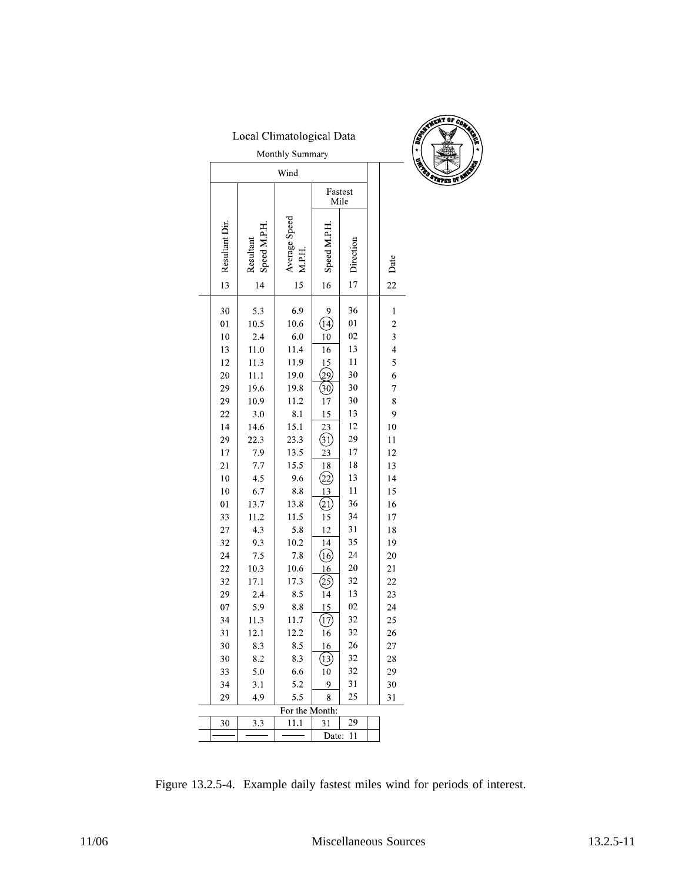# Local Climatological Data

## Monthly Summary

| Wind | | | | | | Date |
|---|---|---|---|---|---|---|
| Resultant Dir. | Resultant Speed M.P.H. | Average Speed M.P.H. | Fastest Mile | | | |
| | | | Speed M.P.H. | Direction | | |
| 13 | 14 | 15 | 16 | 17 | | 22 |
| 30 | 5.3 | 6.9 | 9 | 36 | | 1 |
| 01 | 10.5 | 10.6 | (14) | 01 | | 2 |
| 10 | 2.4 | 6.0 | 10 | 02 | | 3 |
| 13 | 11.0 | 11.4 | 16 | 13 | | 4 |
| 12 | 11.3 | 11.9 | 15 | 11 | | 5 |
| 20 | 11.1 | 19.0 | (29) | 30 | | 6 |
| 29 | 19.6 | 19.8 | (30) | 30 | | 7 |
| 29 | 10.9 | 11.2 | 17 | 30 | | 8 |
| 22 | 3.0 | 8.1 | 15 | 13 | | 9 |
| 14 | 14.6 | 15.1 | 23 | 12 | | 10 |
| 29 | 22.3 | 23.3 | (31) | 29 | | 11 |
| 17 | 7.9 | 13.5 | 23 | 17 | | 12 |
| 21 | 7.7 | 15.5 | 18 | 18 | | 13 |
| 10 | 4.5 | 9.6 | (22) | 13 | | 14 |
| 10 | 6.7 | 8.8 | 13 | 11 | | 15 |
| 01 | 13.7 | 13.8 | (21) | 36 | | 16 |
| 33 | 11.2 | 11.5 | 15 | 34 | | 17 |
| 27 | 4.3 | 5.8 | 12 | 31 | | 18 |
| 32 | 9.3 | 10.2 | 14 | 35 | | 19 |
| 24 | 7.5 | 7.8 | (16) | 24 | | 20 |
| 22 | 10.3 | 10.6 | 16 | 20 | | 21 |
| 32 | 17.1 | 17.3 | (25) | 32 | | 22 |
| 29 | 2.4 | 8.5 | 14 | 13 | | 23 |
| 07 | 5.9 | 8.8 | 15 | 02 | | 24 |
| 34 | 11.3 | 11.7 | (17) | 32 | | 25 |
| 31 | 12.1 | 12.2 | 16 | 32 | | 26 |
| 30 | 8.3 | 8.5 | 16 | 26 | | 27 |
| 30 | 8.2 | 8.3 | (13) | 32 | | 28 |
| 33 | 5.0 | 6.6 | 10 | 32 | | 29 |
| 34 | 3.1 | 5.2 | 9 | 31 | | 30 |
| 29 | 4.9 | 5.5 | 8 | 25 | | 31 |
| For the Month: | | | | | | |
| 30 | 3.3 | 11.1 | 31 | 29 | | |
| —— | —— | —— | Date: 11 | | | |

Figure 13.2.5-4. Example daily fastest miles wind for periods of interest.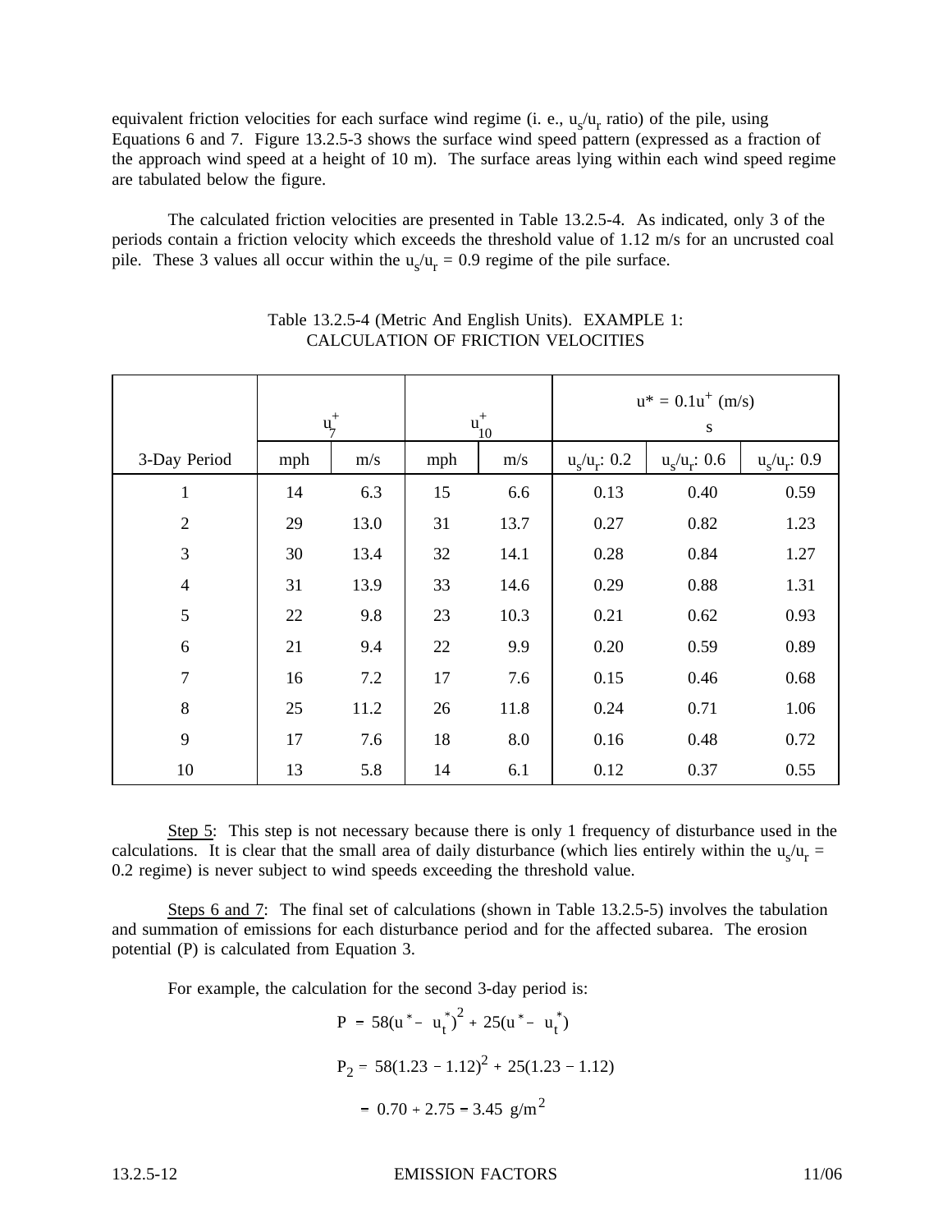equivalent friction velocities for each surface wind regime (i. e., $u_s/u_r$ ratio) of the pile, using Equations 6 and 7. Figure 13.2.5-3 shows the surface wind speed pattern (expressed as a fraction of the approach wind speed at a height of 10 m). The surface areas lying within each wind speed regime are tabulated below the figure.

The calculated friction velocities are presented in Table 13.2.5-4. As indicated, only 3 of the periods contain a friction velocity which exceeds the threshold value of 1.12 m/s for an uncrusted coal pile. These 3 values all occur within the $u_s/u_r$ = 0.9 regime of the pile surface.

Table 13.2.5-4 (Metric And English Units). EXAMPLE 1: CALCULATION OF FRICTION VELOCITIES

| | $u_7^+$ | | $u_{10}^+$ | | $u^* = 0.1u_s^+$ (m/s) | | |
|---|---|---|---|---|---|---|---|
| 3-Day Period | mph | m/s | mph | m/s | $u_s/u_r$: 0.2 | $u_s/u_r$: 0.6 | $u_s/u_r$: 0.9 |
| 1 | 14 | 6.3 | 15 | 6.6 | 0.13 | 0.40 | 0.59 |
| 2 | 29 | 13.0 | 31 | 13.7 | 0.27 | 0.82 | 1.23 |
| 3 | 30 | 13.4 | 32 | 14.1 | 0.28 | 0.84 | 1.27 |
| 4 | 31 | 13.9 | 33 | 14.6 | 0.29 | 0.88 | 1.31 |
| 5 | 22 | 9.8 | 23 | 10.3 | 0.21 | 0.62 | 0.93 |
| 6 | 21 | 9.4 | 22 | 9.9 | 0.20 | 0.59 | 0.89 |
| 7 | 16 | 7.2 | 17 | 7.6 | 0.15 | 0.46 | 0.68 |
| 8 | 25 | 11.2 | 26 | 11.8 | 0.24 | 0.71 | 1.06 |
| 9 | 17 | 7.6 | 18 | 8.0 | 0.16 | 0.48 | 0.72 |
| 10 | 13 | 5.8 | 14 | 6.1 | 0.12 | 0.37 | 0.55 |

Step 5: This step is not necessary because there is only 1 frequency of disturbance used in the calculations. It is clear that the small area of daily disturbance (which lies entirely within the $u_s/u_r$ = 0.2 regime) is never subject to wind speeds exceeding the threshold value.

Steps 6 and 7: The final set of calculations (shown in Table 13.2.5-5) involves the tabulation and summation of emissions for each disturbance period and for the affected subarea. The erosion potential (P) is calculated from Equation 3.

For example, the calculation for the second 3-day period is:

$$P = 58(u^* - u_t^*)^2 + 25(u^* - u_t^*)$$

$$P_2 = 58(1.23 - 1.12)^2 + 25(1.23 - 1.12)$$

$$= 0.70 + 2.75 = 3.45 \text{ g/m}^2$$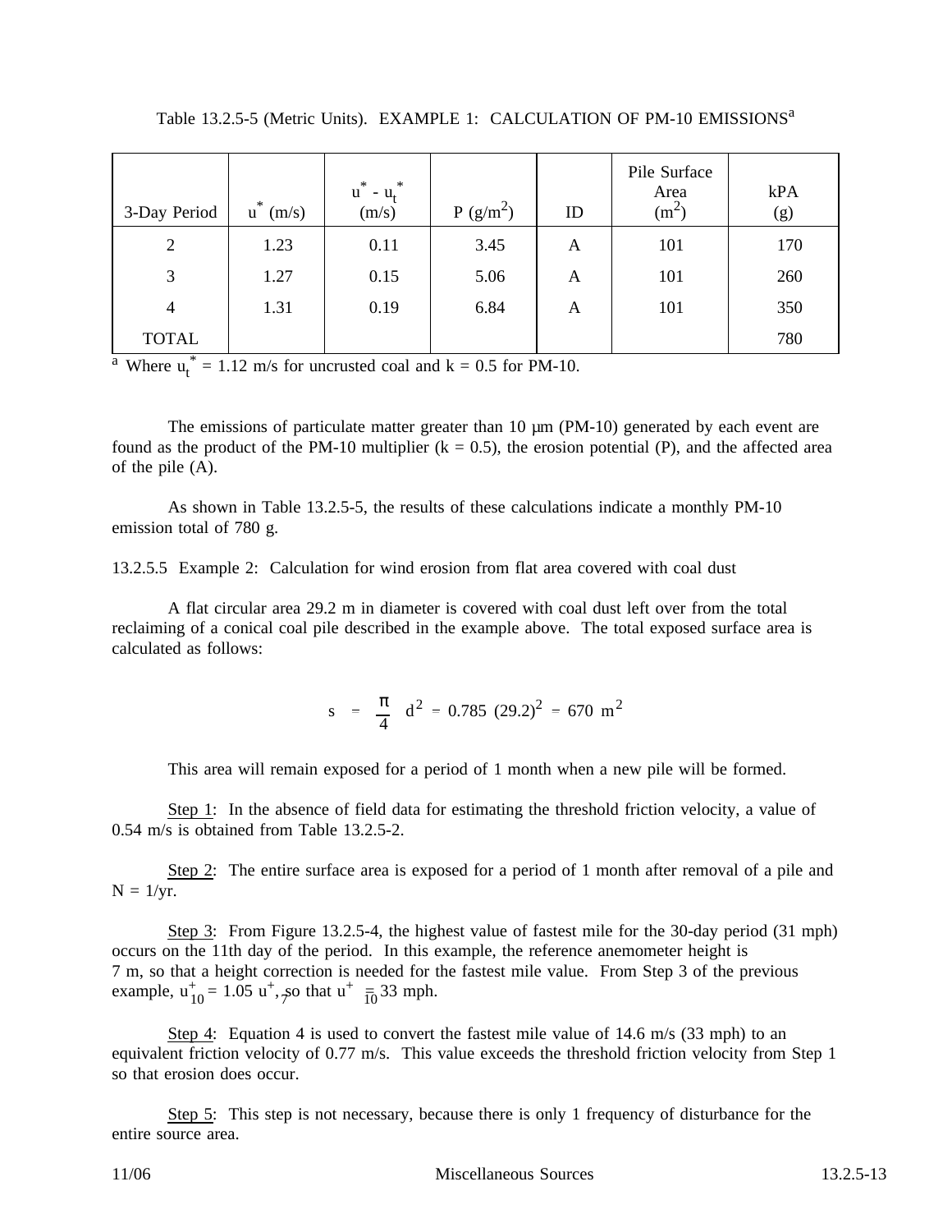Table 13.2.5-5 (Metric Units). EXAMPLE 1: CALCULATION OF PM-10 EMISSIONS[a]

| 3-Day Period | $u^*$ (m/s) | $u^* - u_t^*$ (m/s) | P (g/m$^2$) | ID | Pile Surface Area (m$^2$) | kPA (g) |
|---|---|---|---|---|---|---|
| 2 | 1.23 | 0.11 | 3.45 | A | 101 | 170 |
| 3 | 1.27 | 0.15 | 5.06 | A | 101 | 260 |
| 4 | 1.31 | 0.19 | 6.84 | A | 101 | 350 |
| TOTAL | | | | | | 780 |

[a] Where $u_t^*$ = 1.12 m/s for uncrusted coal and k = 0.5 for PM-10.

The emissions of particulate matter greater than 10 μm (PM-10) generated by each event are found as the product of the PM-10 multiplier (k = 0.5), the erosion potential (P), and the affected area of the pile (A).

As shown in Table 13.2.5-5, the results of these calculations indicate a monthly PM-10 emission total of 780 g.

13.2.5.5 Example 2: Calculation for wind erosion from flat area covered with coal dust

A flat circular area 29.2 m in diameter is covered with coal dust left over from the total reclaiming of a conical coal pile described in the example above. The total exposed surface area is calculated as follows:

$$s = \frac{\pi}{4} d^2 = 0.785 \ (29.2)^2 = 670 \ m^2$$

This area will remain exposed for a period of 1 month when a new pile will be formed.

Step 1: In the absence of field data for estimating the threshold friction velocity, a value of 0.54 m/s is obtained from Table 13.2.5-2.

Step 2: The entire surface area is exposed for a period of 1 month after removal of a pile and N = 1/yr.

Step 3: From Figure 13.2.5-4, the highest value of fastest mile for the 30-day period (31 mph) occurs on the 11th day of the period. In this example, the reference anemometer height is 7 m, so that a height correction is needed for the fastest mile value. From Step 3 of the previous example, $u^+_{10} = 1.05 \ u^+_7$, so that $u^+_{10} = 33$ mph.

Step 4: Equation 4 is used to convert the fastest mile value of 14.6 m/s (33 mph) to an equivalent friction velocity of 0.77 m/s. This value exceeds the threshold friction velocity from Step 1 so that erosion does occur.

Step 5: This step is not necessary, because there is only 1 frequency of disturbance for the entire source area.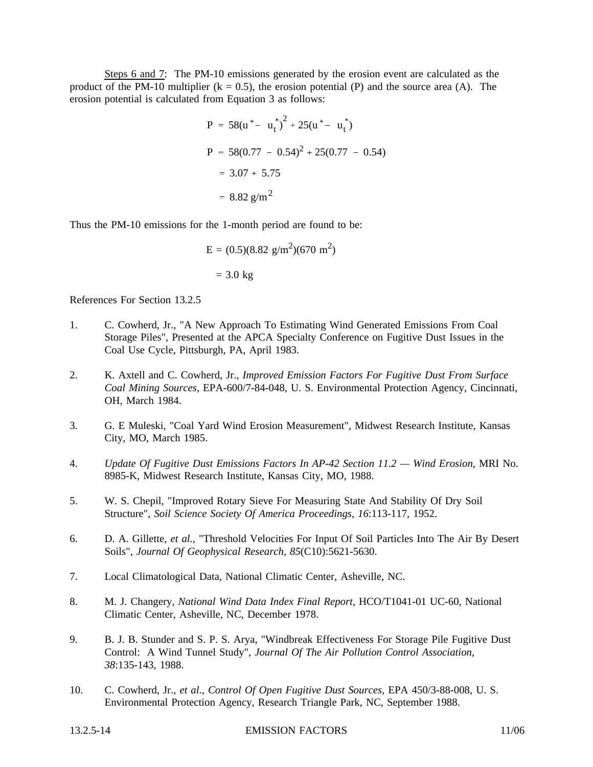Steps 6 and 7: The PM-10 emissions generated by the erosion event are calculated as the product of the PM-10 multiplier (k = 0.5), the erosion potential (P) and the source area (A). The erosion potential is calculated from Equation 3 as follows:

$$P = 58(u^* - u_t^*)^2 + 25(u^* - u_t^*)$$

$$P = 58(0.77 - 0.54)^2 + 25(0.77 - 0.54)$$

$$= 3.07 + 5.75$$

$$= 8.82 \text{ g/m}^2$$

Thus the PM-10 emissions for the 1-month period are found to be:

$$E = (0.5)(8.82 \text{ g/m}^2)(670 \text{ m}^2)$$

$$= 3.0 \text{ kg}$$

References For Section 13.2.5

1. C. Cowherd, Jr., "A New Approach To Estimating Wind Generated Emissions From Coal Storage Piles", Presented at the APCA Specialty Conference on Fugitive Dust Issues in the Coal Use Cycle, Pittsburgh, PA, April 1983.

2. K. Axtell and C. Cowherd, Jr., *Improved Emission Factors For Fugitive Dust From Surface Coal Mining Sources*, EPA-600/7-84-048, U. S. Environmental Protection Agency, Cincinnati, OH, March 1984.

3. G. E Muleski, "Coal Yard Wind Erosion Measurement", Midwest Research Institute, Kansas City, MO, March 1985.

4. *Update Of Fugitive Dust Emissions Factors In AP-42 Section 11.2 — Wind Erosion*, MRI No. 8985-K, Midwest Research Institute, Kansas City, MO, 1988.

5. W. S. Chepil, "Improved Rotary Sieve For Measuring State And Stability Of Dry Soil Structure", *Soil Science Society Of America Proceedings*, *16*:113-117, 1952.

6. D. A. Gillette, *et al.*, "Threshold Velocities For Input Of Soil Particles Into The Air By Desert Soils", *Journal Of Geophysical Research*, *85*(C10):5621-5630.

7. Local Climatological Data, National Climatic Center, Asheville, NC.

8. M. J. Changery, *National Wind Data Index Final Report*, HCO/T1041-01 UC-60, National Climatic Center, Asheville, NC, December 1978.

9. B. J. B. Stunder and S. P. S. Arya, "Windbreak Effectiveness For Storage Pile Fugitive Dust Control: A Wind Tunnel Study", *Journal Of The Air Pollution Control Association*, *38*:135-143, 1988.

10. C. Cowherd, Jr., *et al*., *Control Of Open Fugitive Dust Sources*, EPA 450/3-88-008, U. S. Environmental Protection Agency, Research Triangle Park, NC, September 1988.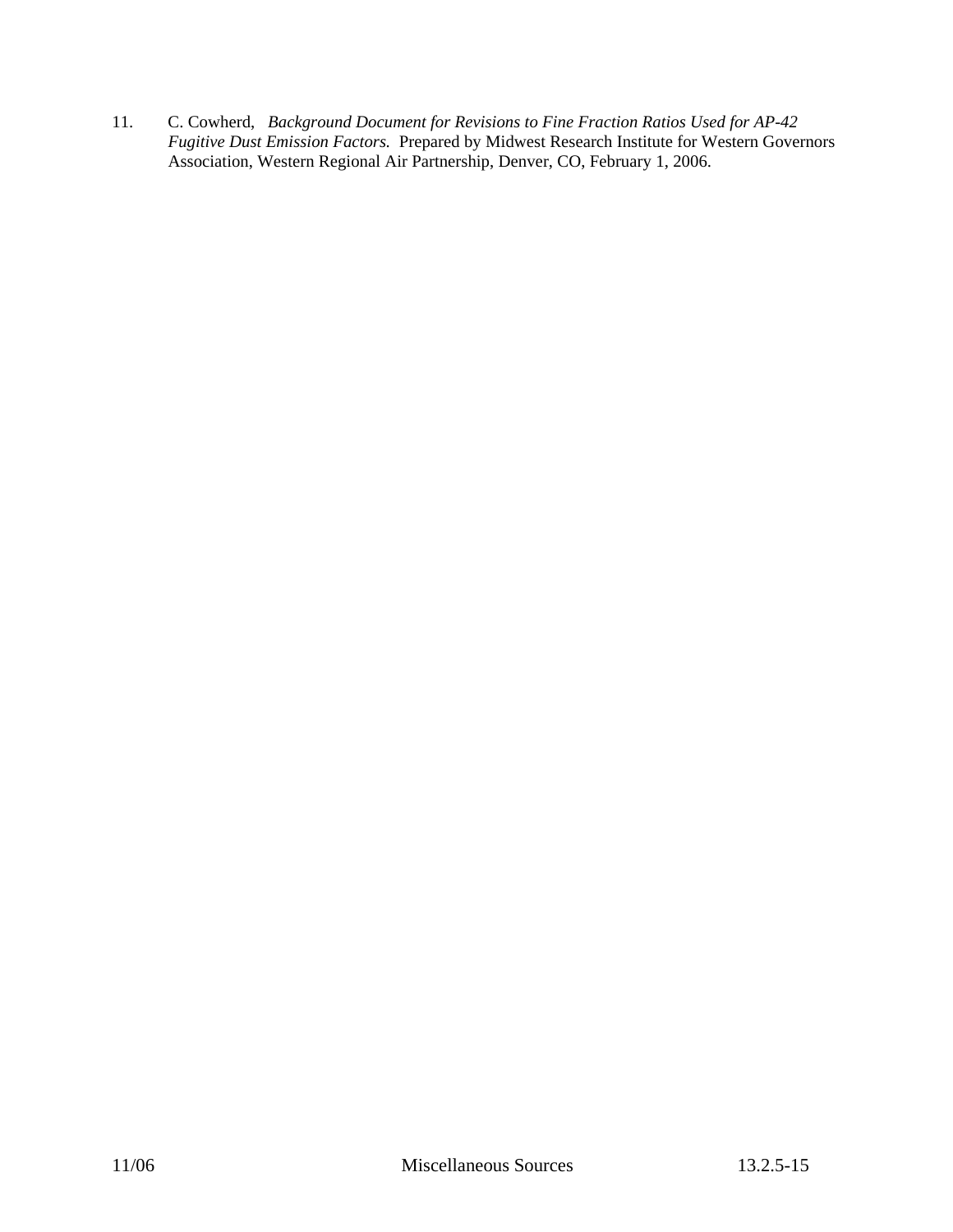11. C. Cowherd, *Background Document for Revisions to Fine Fraction Ratios Used for AP-42 Fugitive Dust Emission Factors.* Prepared by Midwest Research Institute for Western Governors Association, Western Regional Air Partnership, Denver, CO, February 1, 2006.